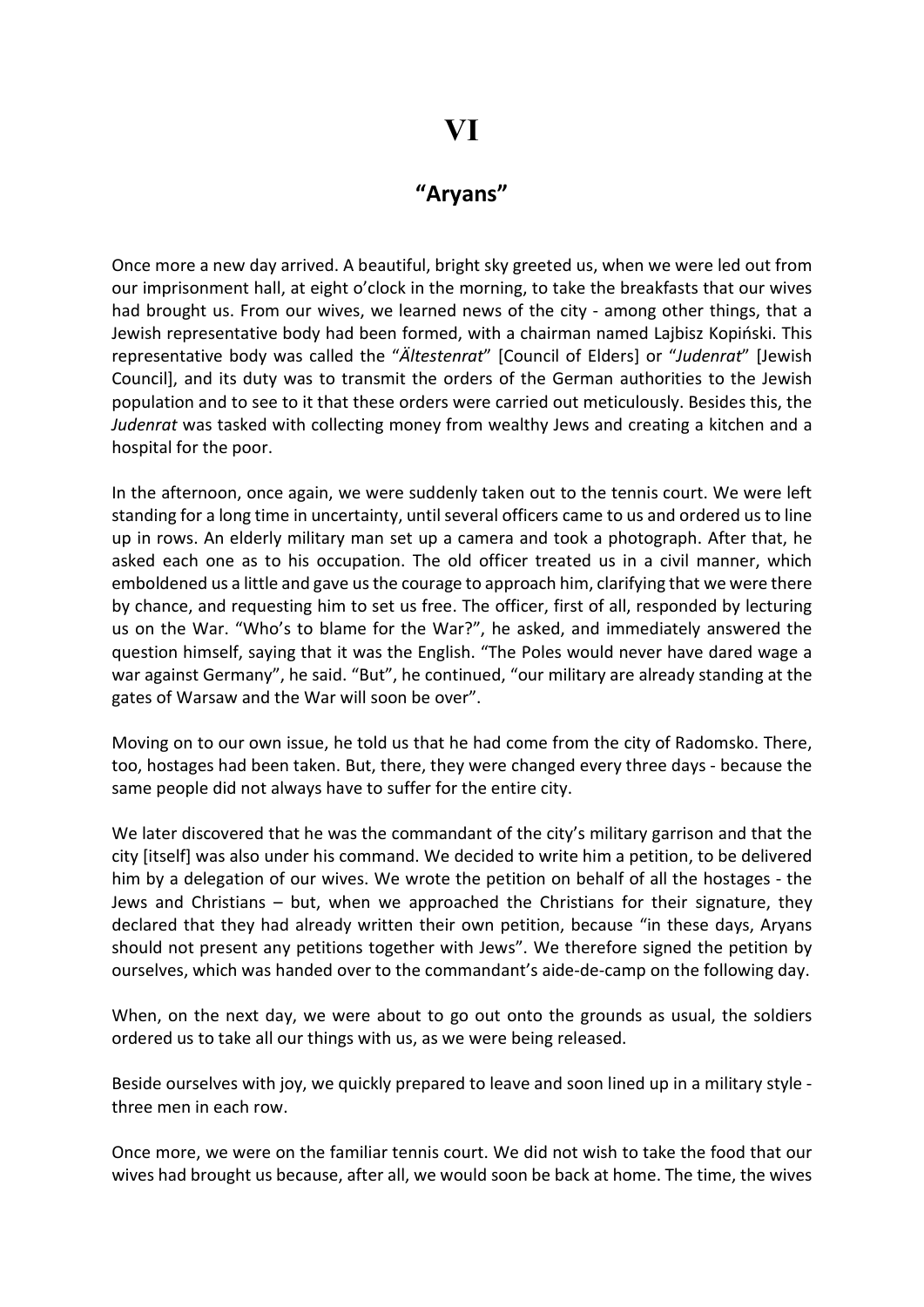# VI

## "Aryans"

Once more a new day arrived. A beautiful, bright sky greeted us, when we were led out from our imprisonment hall, at eight o'clock in the morning, to take the breakfasts that our wives had brought us. From our wives, we learned news of the city - among other things, that a Jewish representative body had been formed, with a chairman named Lajbisz Kopiński. This representative body was called the "*Ältestenrat*" [Council of Elders] or "*Judenrat*" [Jewish Council], and its duty was to transmit the orders of the German authorities to the Jewish population and to see to it that these orders were carried out meticulously. Besides this, the *Judenrat* was tasked with collecting money from wealthy Jews and creating a kitchen and a hospital for the poor.

In the afternoon, once again, we were suddenly taken out to the tennis court. We were left standing for a long time in uncertainty, until several officers came to us and ordered us to line up in rows. An elderly military man set up a camera and took a photograph. After that, he asked each one as to his occupation. The old officer treated us in a civil manner, which emboldened us a little and gave us the courage to approach him, clarifying that we were there by chance, and requesting him to set us free. The officer, first of all, responded by lecturing us on the War. "Who's to blame for the War?", he asked, and immediately answered the question himself, saying that it was the English. "The Poles would never have dared wage a war against Germany", he said. "But", he continued, "our military are already standing at the gates of Warsaw and the War will soon be over".

Moving on to our own issue, he told us that he had come from the city of Radomsko. There, too, hostages had been taken. But, there, they were changed every three days - because the same people did not always have to suffer for the entire city.

We later discovered that he was the commandant of the city's military garrison and that the city [itself] was also under his command. We decided to write him a petition, to be delivered him by a delegation of our wives. We wrote the petition on behalf of all the hostages - the Jews and Christians – but, when we approached the Christians for their signature, they declared that they had already written their own petition, because "in these days, Aryans should not present any petitions together with Jews". We therefore signed the petition by ourselves, which was handed over to the commandant's aide-de-camp on the following day.

When, on the next day, we were about to go out onto the grounds as usual, the soldiers ordered us to take all our things with us, as we were being released.

Beside ourselves with joy, we quickly prepared to leave and soon lined up in a military style - three men in each row.

Once more, we were on the familiar tennis court. We did not wish to take the food that our wives had brought us because, after all, we would soon be back at home. The time, the wives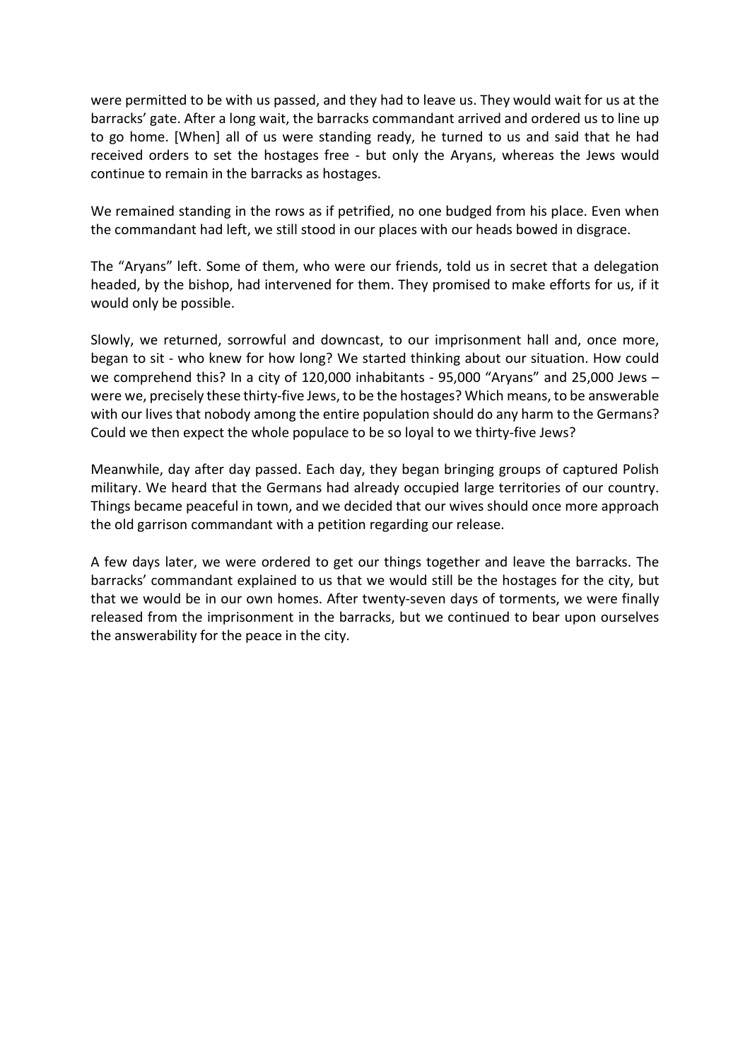were permitted to be with us passed, and they had to leave us. They would wait for us at the barracks' gate. After a long wait, the barracks commandant arrived and ordered us to line up to go home. [When] all of us were standing ready, he turned to us and said that he had received orders to set the hostages free - but only the Aryans, whereas the Jews would continue to remain in the barracks as hostages.

We remained standing in the rows as if petrified, no one budged from his place. Even when the commandant had left, we still stood in our places with our heads bowed in disgrace.

The "Aryans" left. Some of them, who were our friends, told us in secret that a delegation headed, by the bishop, had intervened for them. They promised to make efforts for us, if it would only be possible.

Slowly, we returned, sorrowful and downcast, to our imprisonment hall and, once more, began to sit - who knew for how long? We started thinking about our situation. How could we comprehend this? In a city of 120,000 inhabitants - 95,000 "Aryans" and 25,000 Jews – were we, precisely these thirty-five Jews, to be the hostages? Which means, to be answerable with our lives that nobody among the entire population should do any harm to the Germans? Could we then expect the whole populace to be so loyal to we thirty-five Jews?

Meanwhile, day after day passed. Each day, they began bringing groups of captured Polish military. We heard that the Germans had already occupied large territories of our country. Things became peaceful in town, and we decided that our wives should once more approach the old garrison commandant with a petition regarding our release.

A few days later, we were ordered to get our things together and leave the barracks. The barracks' commandant explained to us that we would still be the hostages for the city, but that we would be in our own homes. After twenty-seven days of torments, we were finally released from the imprisonment in the barracks, but we continued to bear upon ourselves the answerability for the peace in the city.